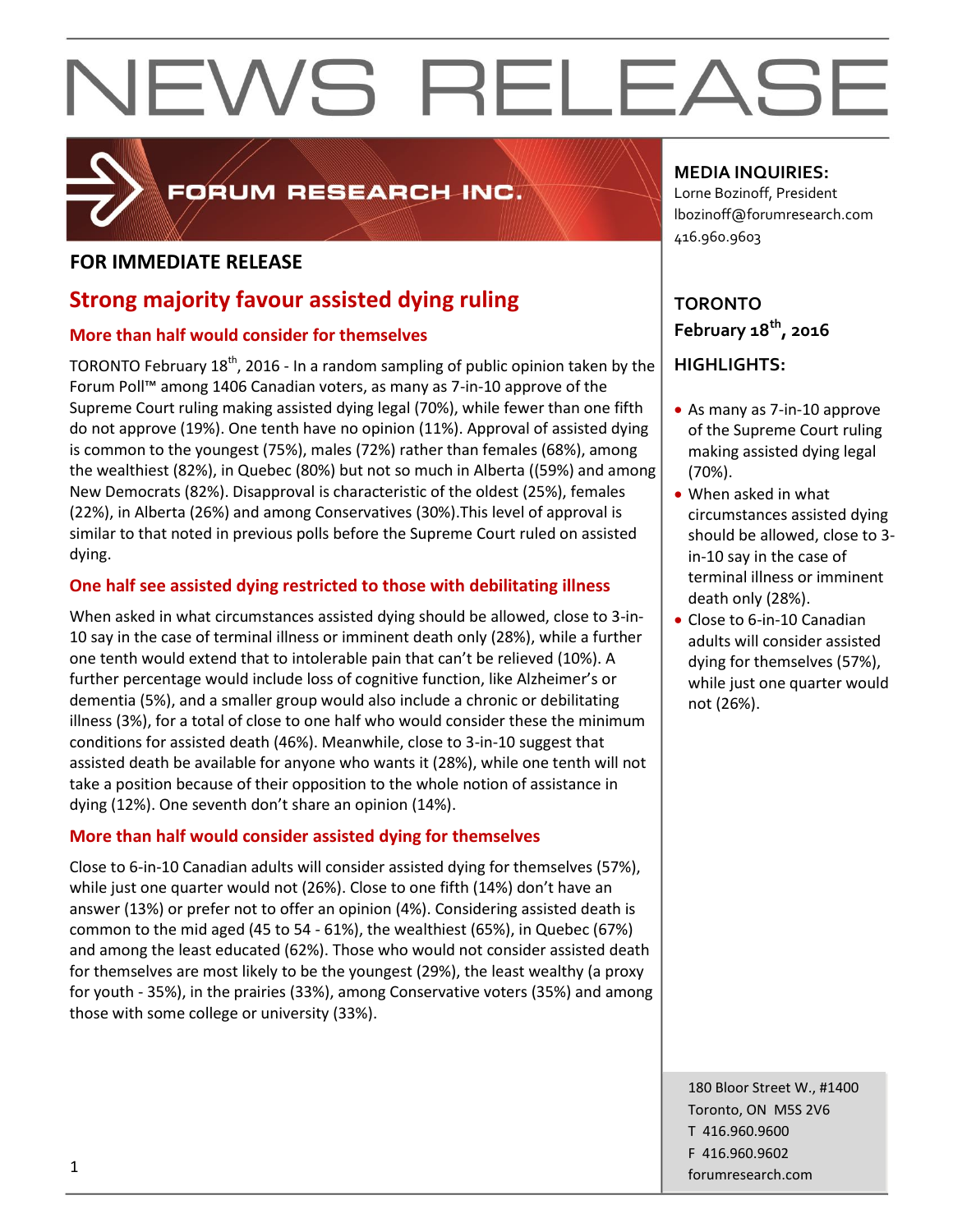# NEWS RELEASE

FORUM RESEARCH INC.

**FOR IMMEDIATE RELEASE**

## Strong majority favour assisted dying ruling

### More than half would consider for themselves

TORONTO February 18th, 2016 - In a random sampling of public opinion taken by the Forum Poll™ among 1406 Canadian voters, as many as 7-in-10 approve of the Supreme Court ruling making assisted dying legal (70%), while fewer than one fifth do not approve (19%). One tenth have no opinion (11%). Approval of assisted dying is common to the youngest (75%), males (72%) rather than females (68%), among the wealthiest (82%), in Quebec (80%) but not so much in Alberta ((59%) and among New Democrats (82%). Disapproval is characteristic of the oldest (25%), females (22%), in Alberta (26%) and among Conservatives (30%).This level of approval is similar to that noted in previous polls before the Supreme Court ruled on assisted dying.

### One half see assisted dying restricted to those with debilitating illness

When asked in what circumstances assisted dying should be allowed, close to 3-in-10 say in the case of terminal illness or imminent death only (28%), while a further one tenth would extend that to intolerable pain that can't be relieved (10%). A further percentage would include loss of cognitive function, like Alzheimer's or dementia (5%), and a smaller group would also include a chronic or debilitating illness (3%), for a total of close to one half who would consider these the minimum conditions for assisted death (46%). Meanwhile, close to 3-in-10 suggest that assisted death be available for anyone who wants it (28%), while one tenth will not take a position because of their opposition to the whole notion of assistance in dying (12%). One seventh don't share an opinion (14%).

### More than half would consider assisted dying for themselves

Close to 6-in-10 Canadian adults will consider assisted dying for themselves (57%), while just one quarter would not (26%). Close to one fifth (14%) don't have an answer (13%) or prefer not to offer an opinion (4%). Considering assisted death is common to the mid aged (45 to 54 - 61%), the wealthiest (65%), in Quebec (67%) and among the least educated (62%). Those who would not consider assisted death for themselves are most likely to be the youngest (29%), the least wealthy (a proxy for youth - 35%), in the prairies (33%), among Conservative voters (35%) and among those with some college or university (33%).

**MEDIA INQUIRIES:**
Lorne Bozinoff, President
lbozinoff@forumresearch.com
416.960.9603

**TORONTO**
**February 18th, 2016**

**HIGHLIGHTS:**

- As many as 7-in-10 approve of the Supreme Court ruling making assisted dying legal (70%).
- When asked in what circumstances assisted dying should be allowed, close to 3-in-10 say in the case of terminal illness or imminent death only (28%).
- Close to 6-in-10 Canadian adults will consider assisted dying for themselves (57%), while just one quarter would not (26%).

180 Bloor Street W., #1400
Toronto, ON M5S 2V6
T 416.960.9600
F 416.960.9602
forumresearch.com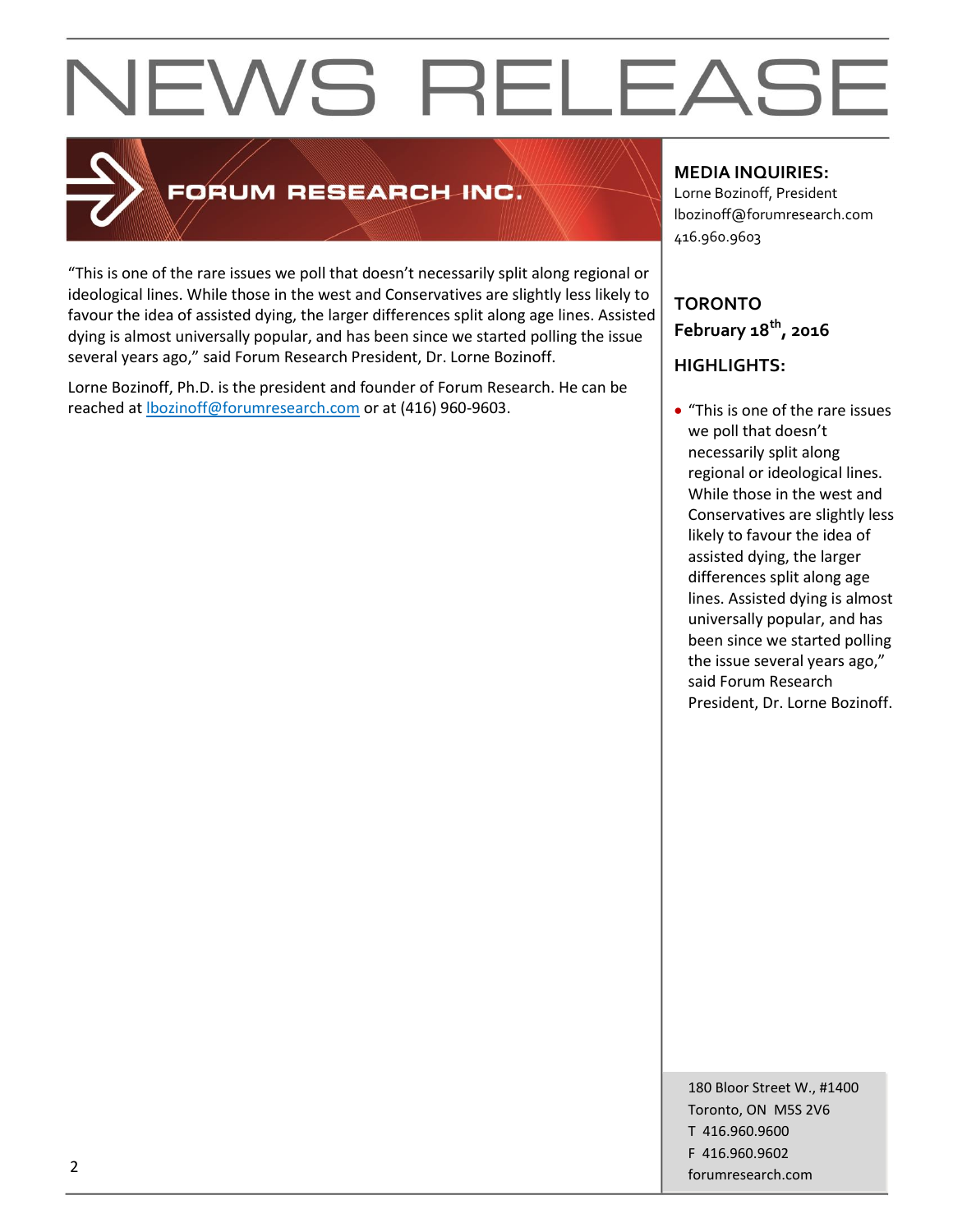# NEWS RELEASE

**FORUM RESEARCH INC.**

"This is one of the rare issues we poll that doesn't necessarily split along regional or ideological lines. While those in the west and Conservatives are slightly less likely to favour the idea of assisted dying, the larger differences split along age lines. Assisted dying is almost universally popular, and has been since we started polling the issue several years ago," said Forum Research President, Dr. Lorne Bozinoff.

Lorne Bozinoff, Ph.D. is the president and founder of Forum Research. He can be reached at lbozinoff@forumresearch.com or at (416) 960-9603.

**MEDIA INQUIRIES:**
Lorne Bozinoff, President
lbozinoff@forumresearch.com
416.960.9603

**TORONTO**
**February 18th, 2016**

**HIGHLIGHTS:**

- "This is one of the rare issues we poll that doesn't necessarily split along regional or ideological lines. While those in the west and Conservatives are slightly less likely to favour the idea of assisted dying, the larger differences split along age lines. Assisted dying is almost universally popular, and has been since we started polling the issue several years ago," said Forum Research President, Dr. Lorne Bozinoff.

180 Bloor Street W., #1400
Toronto, ON M5S 2V6
T 416.960.9600
F 416.960.9602
forumresearch.com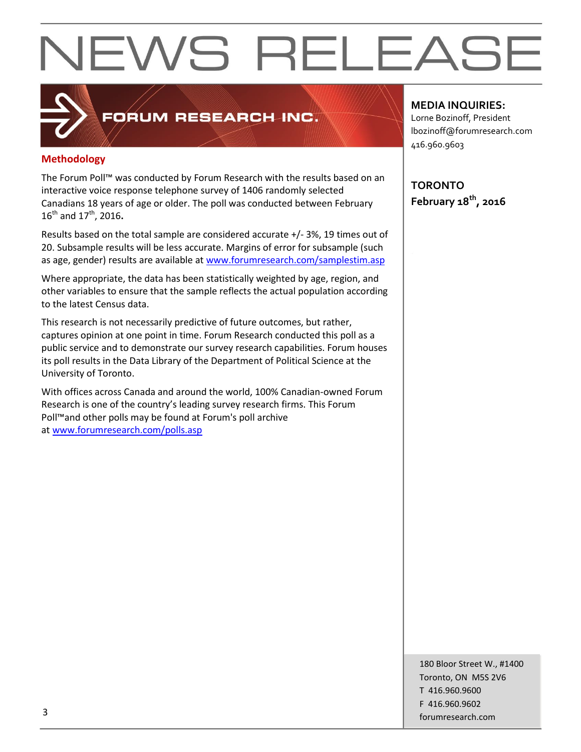# NEWS RELEASE

FORUM RESEARCH INC.

## Methodology

The Forum Poll™ was conducted by Forum Research with the results based on an interactive voice response telephone survey of 1406 randomly selected Canadians 18 years of age or older. The poll was conducted between February 16th and 17th, 2016.

Results based on the total sample are considered accurate +/- 3%, 19 times out of 20. Subsample results will be less accurate. Margins of error for subsample (such as age, gender) results are available at www.forumresearch.com/samplestim.asp

Where appropriate, the data has been statistically weighted by age, region, and other variables to ensure that the sample reflects the actual population according to the latest Census data.

This research is not necessarily predictive of future outcomes, but rather, captures opinion at one point in time. Forum Research conducted this poll as a public service and to demonstrate our survey research capabilities. Forum houses its poll results in the Data Library of the Department of Political Science at the University of Toronto.

With offices across Canada and around the world, 100% Canadian-owned Forum Research is one of the country's leading survey research firms. This Forum Poll™and other polls may be found at Forum's poll archive at www.forumresearch.com/polls.asp

**MEDIA INQUIRIES:**
Lorne Bozinoff, President
lbozinoff@forumresearch.com
416.960.9603

**TORONTO**
**February 18th, 2016**

180 Bloor Street W., #1400
Toronto, ON M5S 2V6
T 416.960.9600
F 416.960.9602
forumresearch.com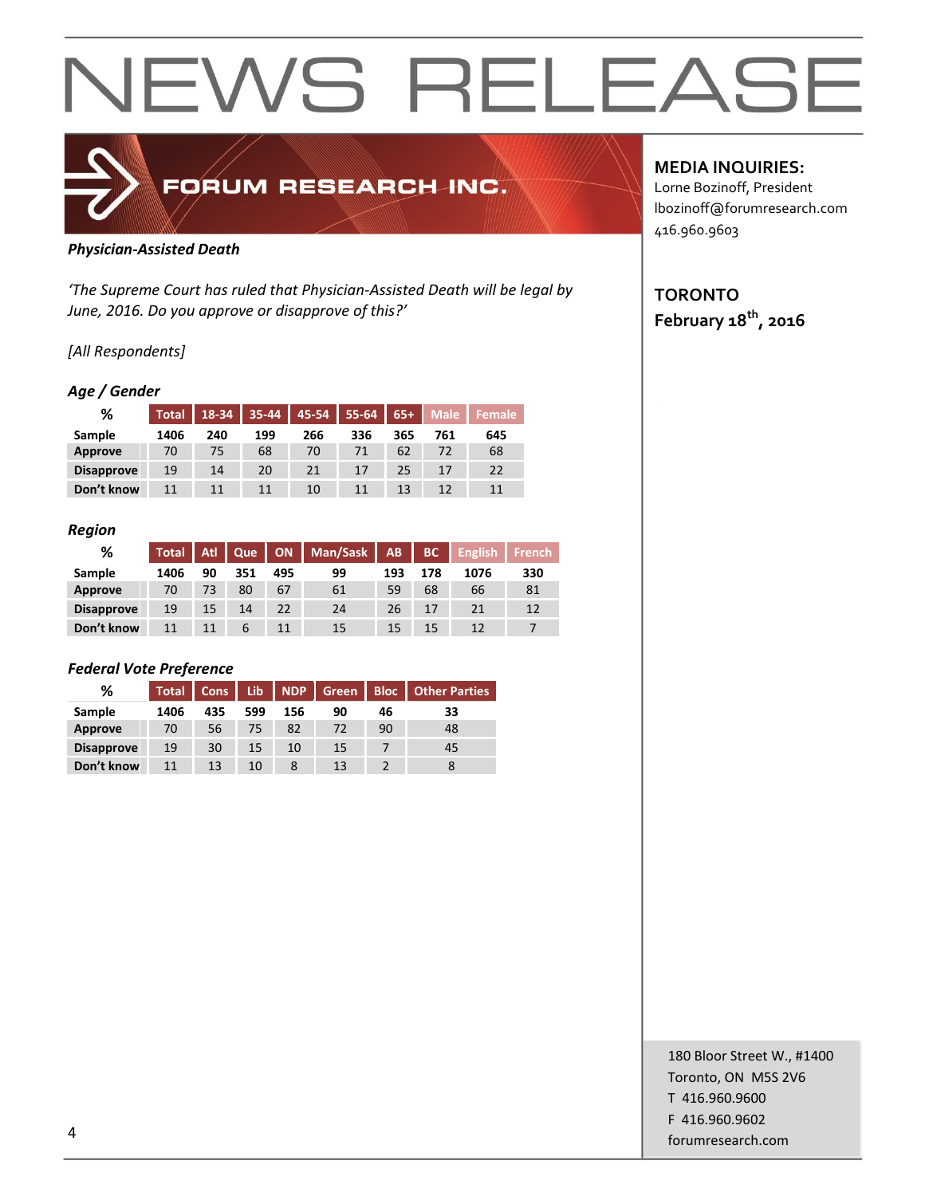# NEWS RELEASE

FORUM RESEARCH INC.

**MEDIA INQUIRIES:**
Lorne Bozinoff, President
lbozinoff@forumresearch.com
416.960.9603

**TORONTO**
**February 18th, 2016**

***Physician-Assisted Death***

*'The Supreme Court has ruled that Physician-Assisted Death will be legal by June, 2016. Do you approve or disapprove of this?'*

*[All Respondents]*

***Age / Gender***

| % | Total | 18-34 | 35-44 | 45-54 | 55-64 | 65+ | Male | Female |
|---|---|---|---|---|---|---|---|---|
| **Sample** | **1406** | **240** | **199** | **266** | **336** | **365** | **761** | **645** |
| **Approve** | 70 | 75 | 68 | 70 | 71 | 62 | 72 | 68 |
| **Disapprove** | 19 | 14 | 20 | 21 | 17 | 25 | 17 | 22 |
| **Don't know** | 11 | 11 | 11 | 10 | 11 | 13 | 12 | 11 |

***Region***

| % | Total | Atl | Que | ON | Man/Sask | AB | BC | English | French |
|---|---|---|---|---|---|---|---|---|---|
| **Sample** | **1406** | **90** | **351** | **495** | **99** | **193** | **178** | **1076** | **330** |
| **Approve** | 70 | 73 | 80 | 67 | 61 | 59 | 68 | 66 | 81 |
| **Disapprove** | 19 | 15 | 14 | 22 | 24 | 26 | 17 | 21 | 12 |
| **Don't know** | 11 | 11 | 6 | 11 | 15 | 15 | 15 | 12 | 7 |

***Federal Vote Preference***

| % | Total | Cons | Lib | NDP | Green | Bloc | Other Parties |
|---|---|---|---|---|---|---|---|
| **Sample** | **1406** | **435** | **599** | **156** | **90** | **46** | **33** |
| **Approve** | 70 | 56 | 75 | 82 | 72 | 90 | 48 |
| **Disapprove** | 19 | 30 | 15 | 10 | 15 | 7 | 45 |
| **Don't know** | 11 | 13 | 10 | 8 | 13 | 2 | 8 |

180 Bloor Street W., #1400
Toronto, ON M5S 2V6
T 416.960.9600
F 416.960.9602
forumresearch.com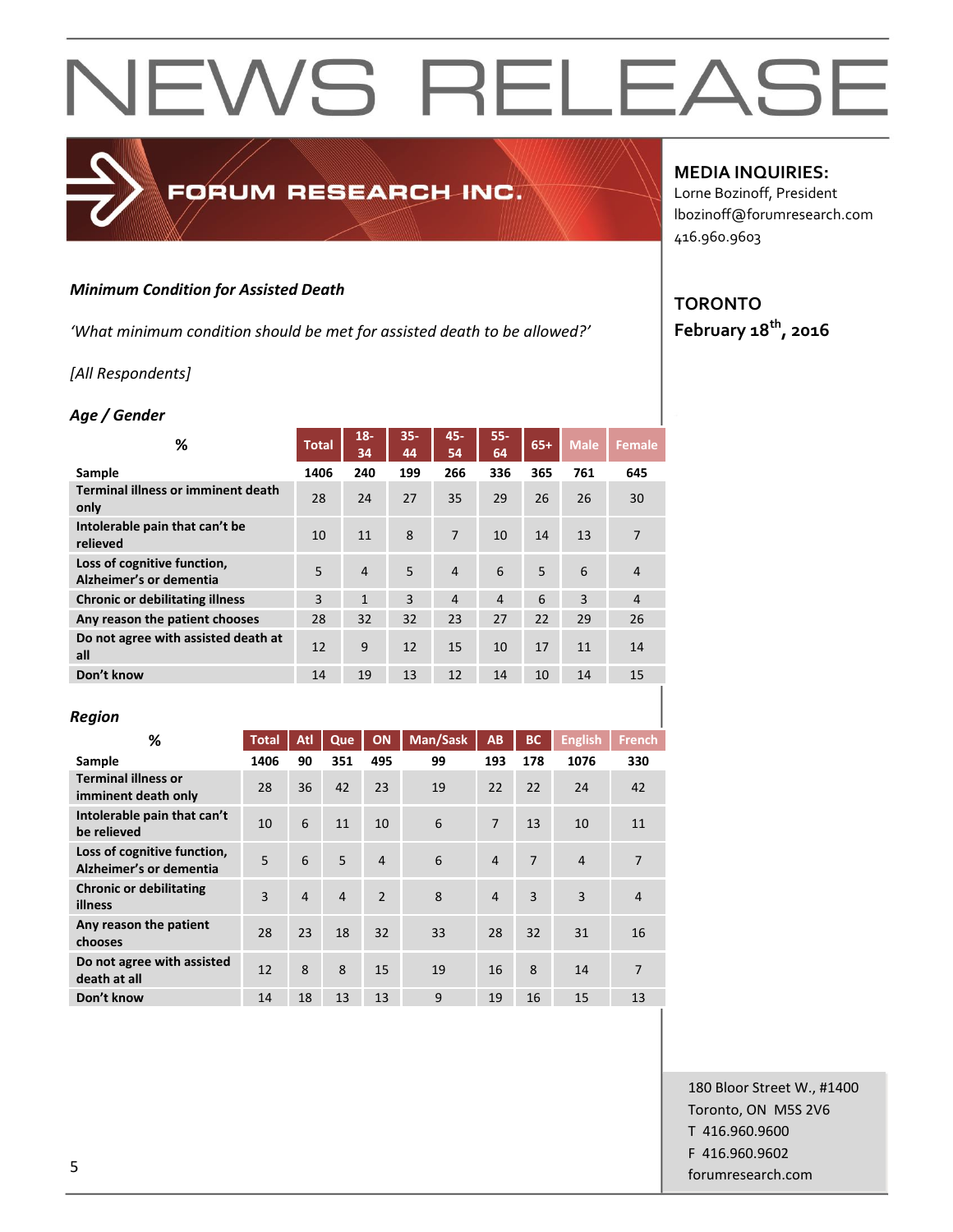# NEWS RELEASE

FORUM RESEARCH INC.

**MEDIA INQUIRIES:**
Lorne Bozinoff, President
lbozinoff@forumresearch.com
416.960.9603

**TORONTO**
**February 18th, 2016**

***Minimum Condition for Assisted Death***

*'What minimum condition should be met for assisted death to be allowed?'*

*[All Respondents]*

***Age / Gender***

| % | Total | 18-34 | 35-44 | 45-54 | 55-64 | 65+ | Male | Female |
|---|---|---|---|---|---|---|---|---|
| **Sample** | **1406** | **240** | **199** | **266** | **336** | **365** | **761** | **645** |
| **Terminal illness or imminent death only** | 28 | 24 | 27 | 35 | 29 | 26 | 26 | 30 |
| **Intolerable pain that can't be relieved** | 10 | 11 | 8 | 7 | 10 | 14 | 13 | 7 |
| **Loss of cognitive function, Alzheimer's or dementia** | 5 | 4 | 5 | 4 | 6 | 5 | 6 | 4 |
| **Chronic or debilitating illness** | 3 | 1 | 3 | 4 | 4 | 6 | 3 | 4 |
| **Any reason the patient chooses** | 28 | 32 | 32 | 23 | 27 | 22 | 29 | 26 |
| **Do not agree with assisted death at all** | 12 | 9 | 12 | 15 | 10 | 17 | 11 | 14 |
| **Don't know** | 14 | 19 | 13 | 12 | 14 | 10 | 14 | 15 |

***Region***

| % | Total | Atl | Que | ON | Man/Sask | AB | BC | English | French |
|---|---|---|---|---|---|---|---|---|---|
| **Sample** | **1406** | **90** | **351** | **495** | **99** | **193** | **178** | **1076** | **330** |
| **Terminal illness or imminent death only** | 28 | 36 | 42 | 23 | 19 | 22 | 22 | 24 | 42 |
| **Intolerable pain that can't be relieved** | 10 | 6 | 11 | 10 | 6 | 7 | 13 | 10 | 11 |
| **Loss of cognitive function, Alzheimer's or dementia** | 5 | 6 | 5 | 4 | 6 | 4 | 7 | 4 | 7 |
| **Chronic or debilitating illness** | 3 | 4 | 4 | 2 | 8 | 4 | 3 | 3 | 4 |
| **Any reason the patient chooses** | 28 | 23 | 18 | 32 | 33 | 28 | 32 | 31 | 16 |
| **Do not agree with assisted death at all** | 12 | 8 | 8 | 15 | 19 | 16 | 8 | 14 | 7 |
| **Don't know** | 14 | 18 | 13 | 13 | 9 | 19 | 16 | 15 | 13 |

180 Bloor Street W., #1400
Toronto, ON M5S 2V6
T 416.960.9600
F 416.960.9602
forumresearch.com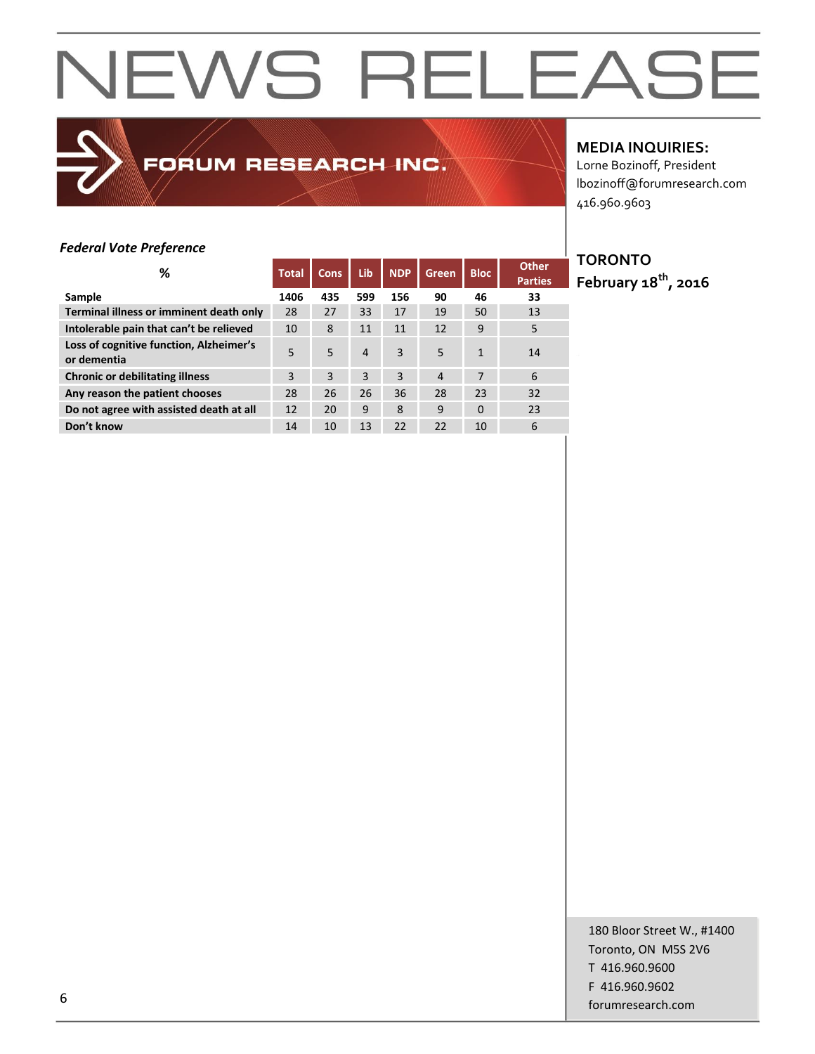# NEWS RELEASE

FORUM RESEARCH INC.

**MEDIA INQUIRIES:**
Lorne Bozinoff, President
lbozinoff@forumresearch.com
416.960.9603

**TORONTO**
**February 18th, 2016**

*Federal Vote Preference*

| % | Total | Cons | Lib | NDP | Green | Bloc | Other Parties |
|---|---|---|---|---|---|---|---|
| **Sample** | **1406** | **435** | **599** | **156** | **90** | **46** | **33** |
| **Terminal illness or imminent death only** | 28 | 27 | 33 | 17 | 19 | 50 | 13 |
| **Intolerable pain that can't be relieved** | 10 | 8 | 11 | 11 | 12 | 9 | 5 |
| **Loss of cognitive function, Alzheimer's or dementia** | 5 | 5 | 4 | 3 | 5 | 1 | 14 |
| **Chronic or debilitating illness** | 3 | 3 | 3 | 3 | 4 | 7 | 6 |
| **Any reason the patient chooses** | 28 | 26 | 26 | 36 | 28 | 23 | 32 |
| **Do not agree with assisted death at all** | 12 | 20 | 9 | 8 | 9 | 0 | 23 |
| **Don't know** | 14 | 10 | 13 | 22 | 22 | 10 | 6 |

180 Bloor Street W., #1400
Toronto, ON M5S 2V6
T 416.960.9600
F 416.960.9602
forumresearch.com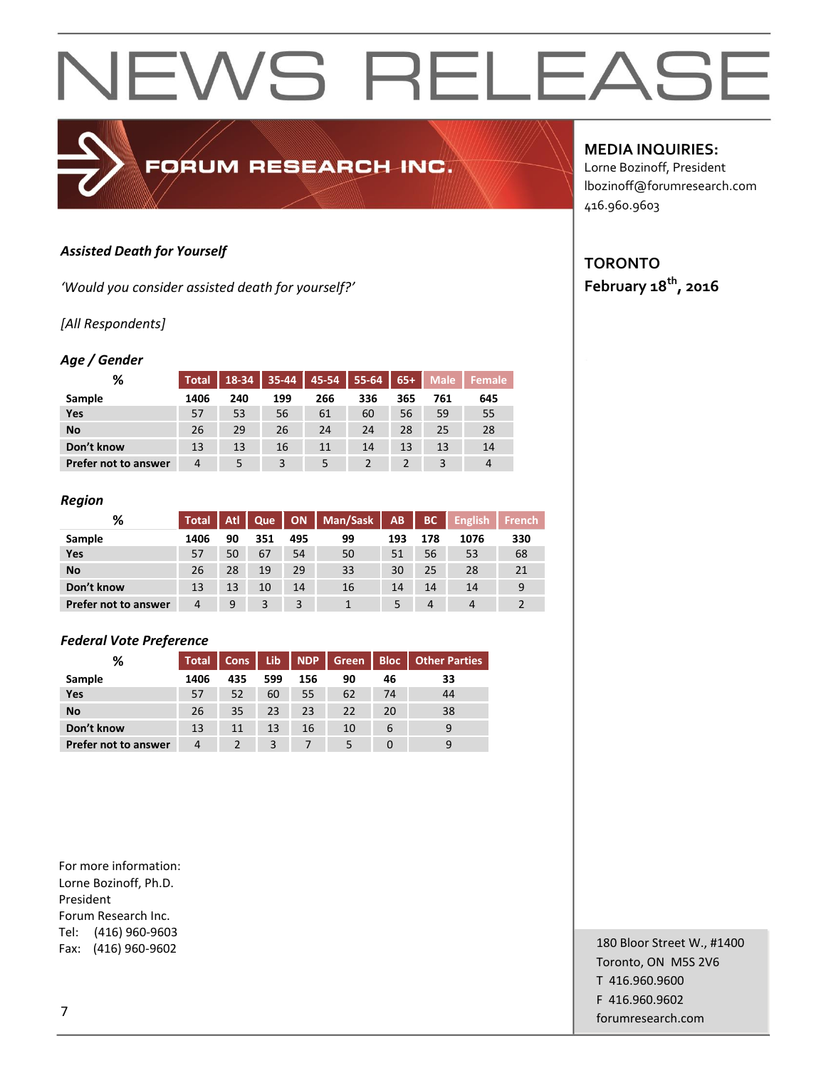# NEWS RELEASE

**FORUM RESEARCH INC.**

**MEDIA INQUIRIES:**
Lorne Bozinoff, President
lbozinoff@forumresearch.com
416.960.9603

**TORONTO**
**February 18th, 2016**

***Assisted Death for Yourself***

*'Would you consider assisted death for yourself?'*

*[All Respondents]*

***Age / Gender***

| % | Total | 18-34 | 35-44 | 45-54 | 55-64 | 65+ | Male | Female |
|---|---|---|---|---|---|---|---|---|
| **Sample** | 1406 | 240 | 199 | 266 | 336 | 365 | 761 | 645 |
| **Yes** | 57 | 53 | 56 | 61 | 60 | 56 | 59 | 55 |
| **No** | 26 | 29 | 26 | 24 | 24 | 28 | 25 | 28 |
| **Don't know** | 13 | 13 | 16 | 11 | 14 | 13 | 13 | 14 |
| **Prefer not to answer** | 4 | 5 | 3 | 5 | 2 | 2 | 3 | 4 |

***Region***

| % | Total | Atl | Que | ON | Man/Sask | AB | BC | English | French |
|---|---|---|---|---|---|---|---|---|---|
| **Sample** | 1406 | 90 | 351 | 495 | 99 | 193 | 178 | 1076 | 330 |
| **Yes** | 57 | 50 | 67 | 54 | 50 | 51 | 56 | 53 | 68 |
| **No** | 26 | 28 | 19 | 29 | 33 | 30 | 25 | 28 | 21 |
| **Don't know** | 13 | 13 | 10 | 14 | 16 | 14 | 14 | 14 | 9 |
| **Prefer not to answer** | 4 | 9 | 3 | 3 | 1 | 5 | 4 | 4 | 2 |

***Federal Vote Preference***

| % | Total | Cons | Lib | NDP | Green | Bloc | Other Parties |
|---|---|---|---|---|---|---|---|
| **Sample** | 1406 | 435 | 599 | 156 | 90 | 46 | 33 |
| **Yes** | 57 | 52 | 60 | 55 | 62 | 74 | 44 |
| **No** | 26 | 35 | 23 | 23 | 22 | 20 | 38 |
| **Don't know** | 13 | 11 | 13 | 16 | 10 | 6 | 9 |
| **Prefer not to answer** | 4 | 2 | 3 | 7 | 5 | 0 | 9 |

For more information:
Lorne Bozinoff, Ph.D.
President
Forum Research Inc.
Tel: (416) 960-9603
Fax: (416) 960-9602

180 Bloor Street W., #1400
Toronto, ON M5S 2V6
T 416.960.9600
F 416.960.9602
forumresearch.com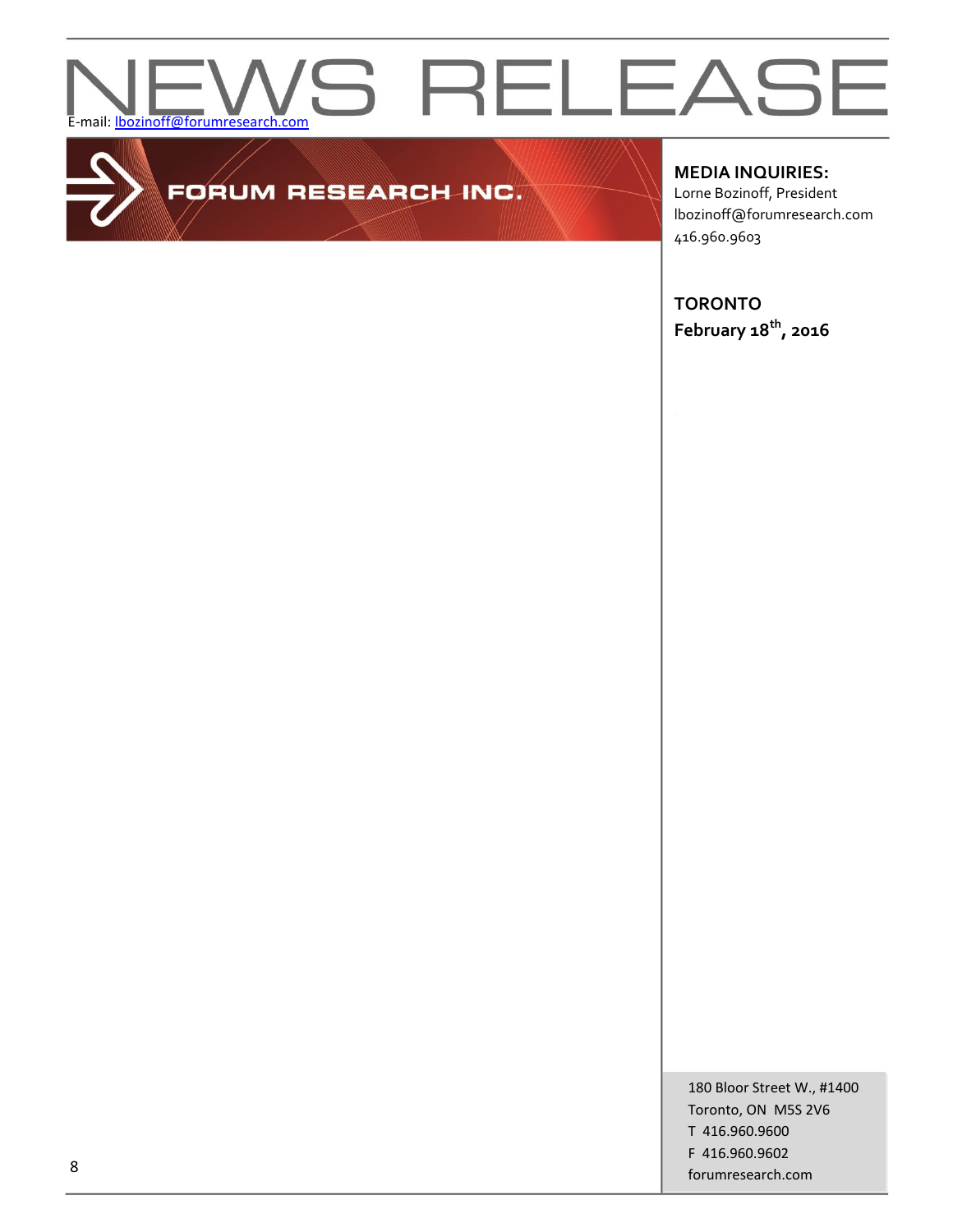# NEWS RELEASE

E-mail: lbozinoff@forumresearch.com

FORUM RESEARCH INC.

**MEDIA INQUIRIES:**
Lorne Bozinoff, President
lbozinoff@forumresearch.com
416.960.9603

**TORONTO**
**February 18th, 2016**

180 Bloor Street W., #1400
Toronto, ON M5S 2V6
T 416.960.9600
F 416.960.9602
forumresearch.com